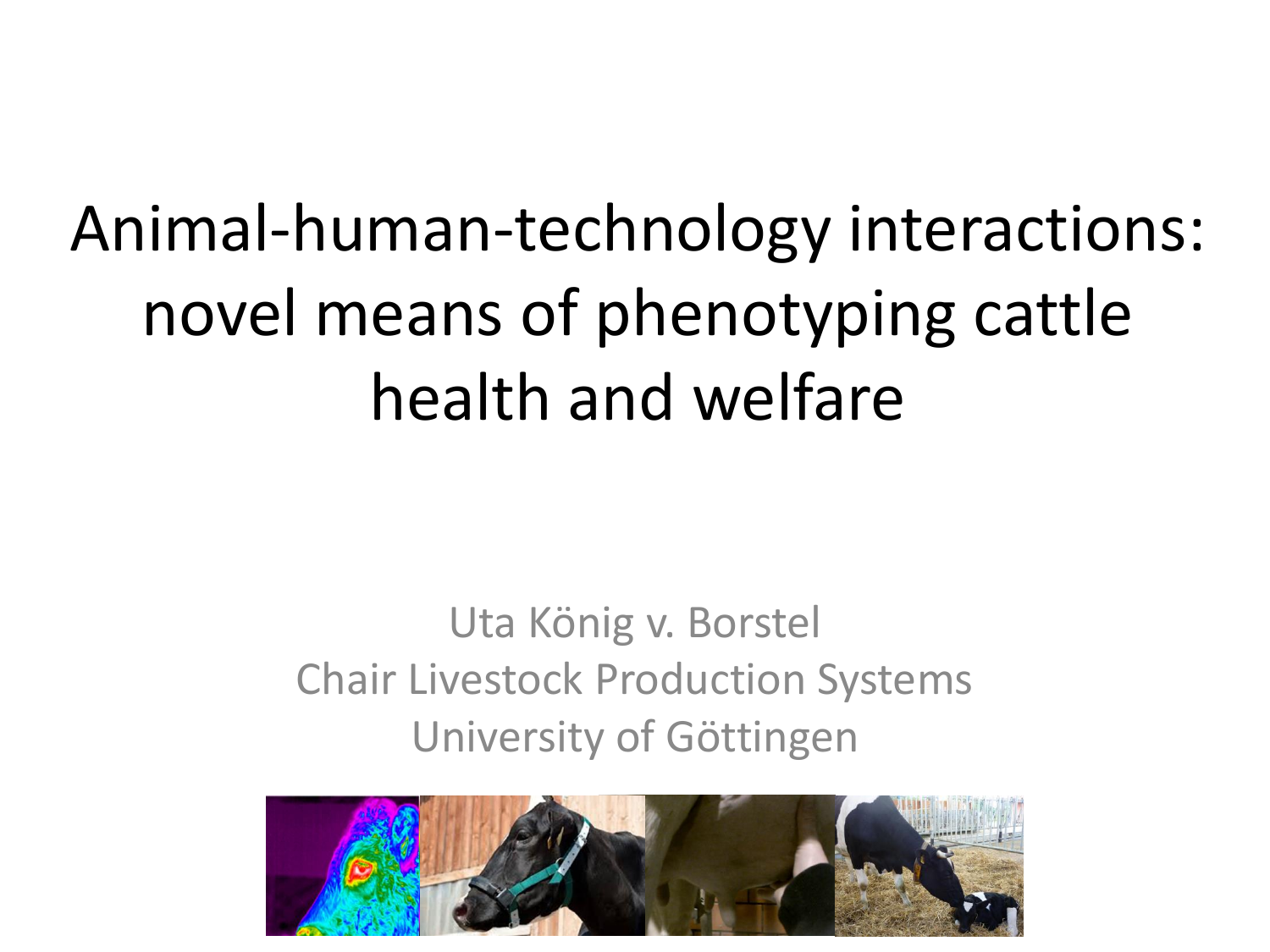# Animal-human-technology interactions: novel means of phenotyping cattle health and welfare

Uta König v. Borstel

Chair Livestock Production Systems

University of Göttingen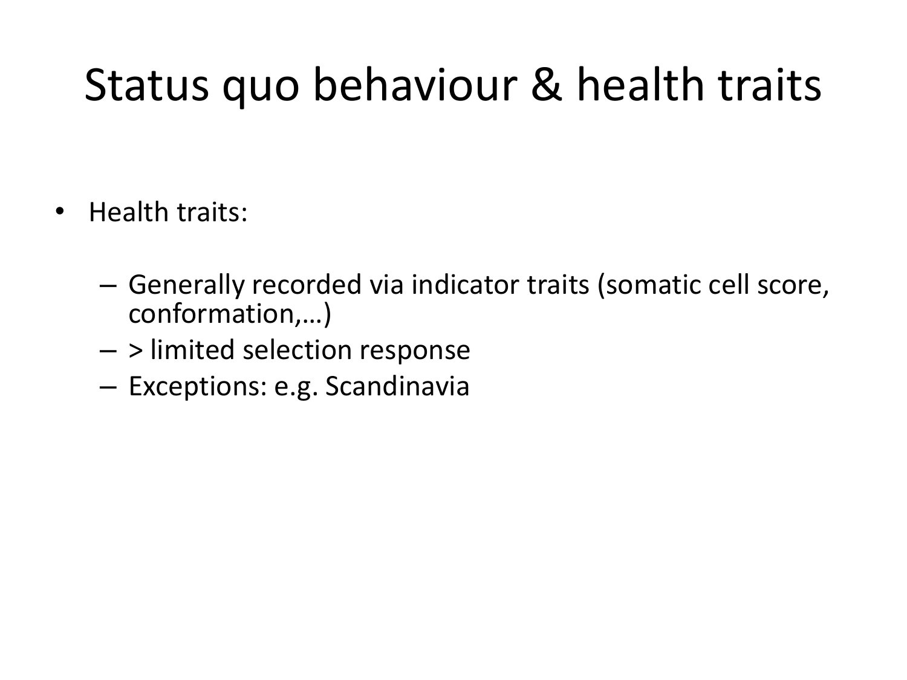# Status quo behaviour & health traits

- Health traits:
  - Generally recorded via indicator traits (somatic cell score, conformation,…)
  - > limited selection response
  - Exceptions: e.g. Scandinavia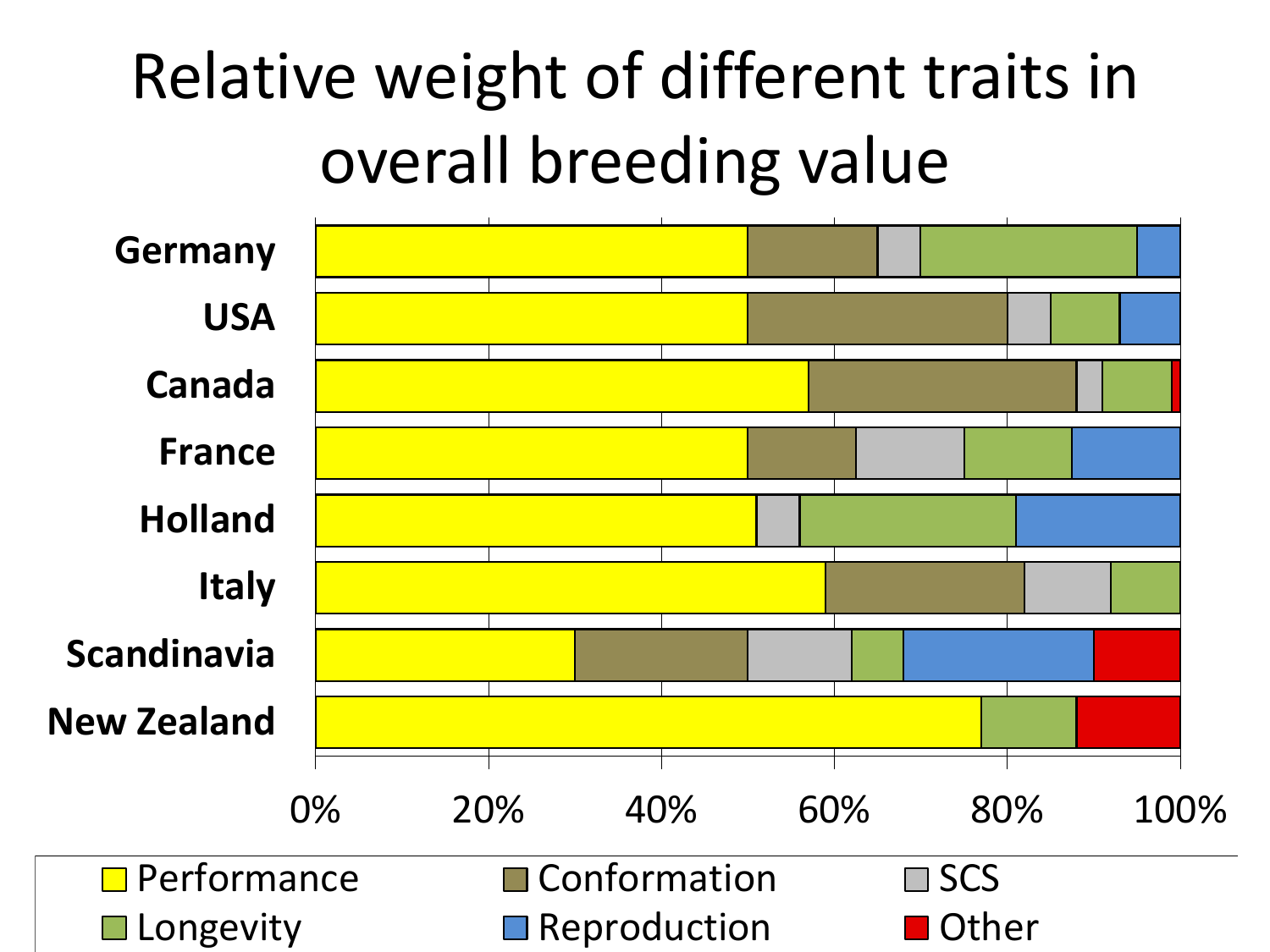# Relative weight of different traits in overall breeding value

| Country | Performance | Conformation | SCS | Longevity | Reproduction | Other |
|---|---|---|---|---|---|---|
| Germany | 50% | 15% | 5% | 25% | 5% | |
| USA | 50% | 30% | 5% | 8% | 7% | |
| Canada | 57% | 31% | 3% | 8% | | 1% |
| France | 50% | 12.5% | 12.5% | 12.5% | 12.5% | |
| Holland | 51% | | 5% | 25% | 19% | |
| Italy | 59% | 23% | 10% | 8% | | |
| Scandinavia | 30% | 20% | 12% | 6% | 22% | 10% |
| New Zealand | 77% | | | 11% | | 12% |

Legend: Performance, Conformation, SCS, Longevity, Reproduction, Other

Axis: 0%, 20%, 40%, 60%, 80%, 100%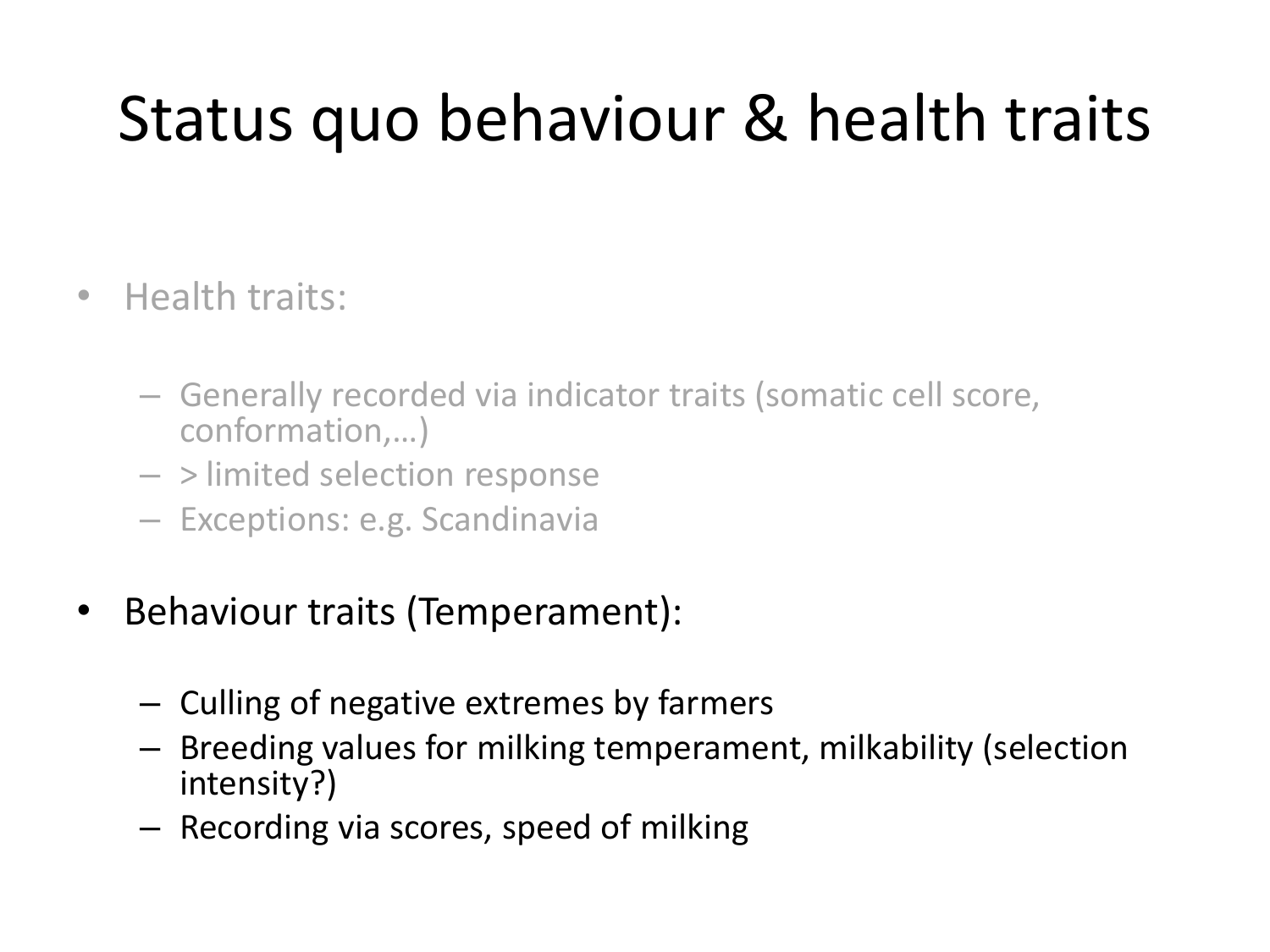# Status quo behaviour & health traits

- Health traits:
  - Generally recorded via indicator traits (somatic cell score, conformation,…)
  - > limited selection response
  - Exceptions: e.g. Scandinavia
- Behaviour traits (Temperament):
  - Culling of negative extremes by farmers
  - Breeding values for milking temperament, milkability (selection intensity?)
  - Recording via scores, speed of milking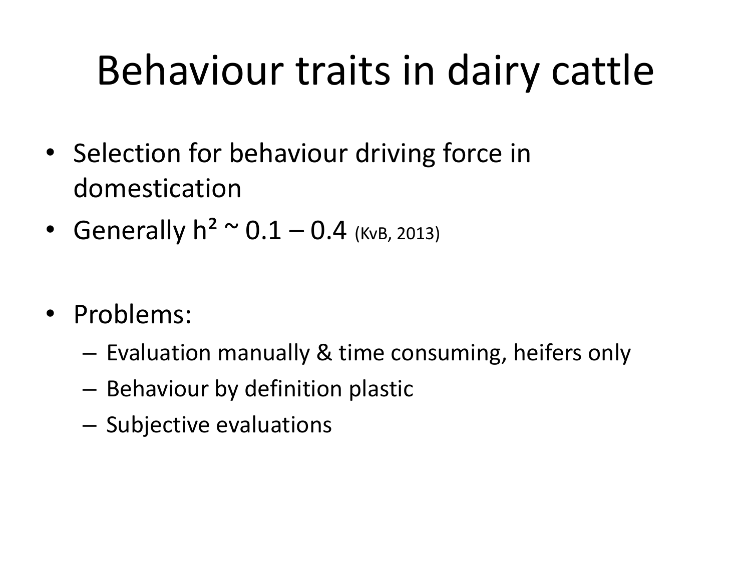# Behaviour traits in dairy cattle

- Selection for behaviour driving force in domestication
- Generally $h^2 \sim 0.1 - 0.4$ (KvB, 2013)

- Problems:
  - Evaluation manually & time consuming, heifers only
  - Behaviour by definition plastic
  - Subjective evaluations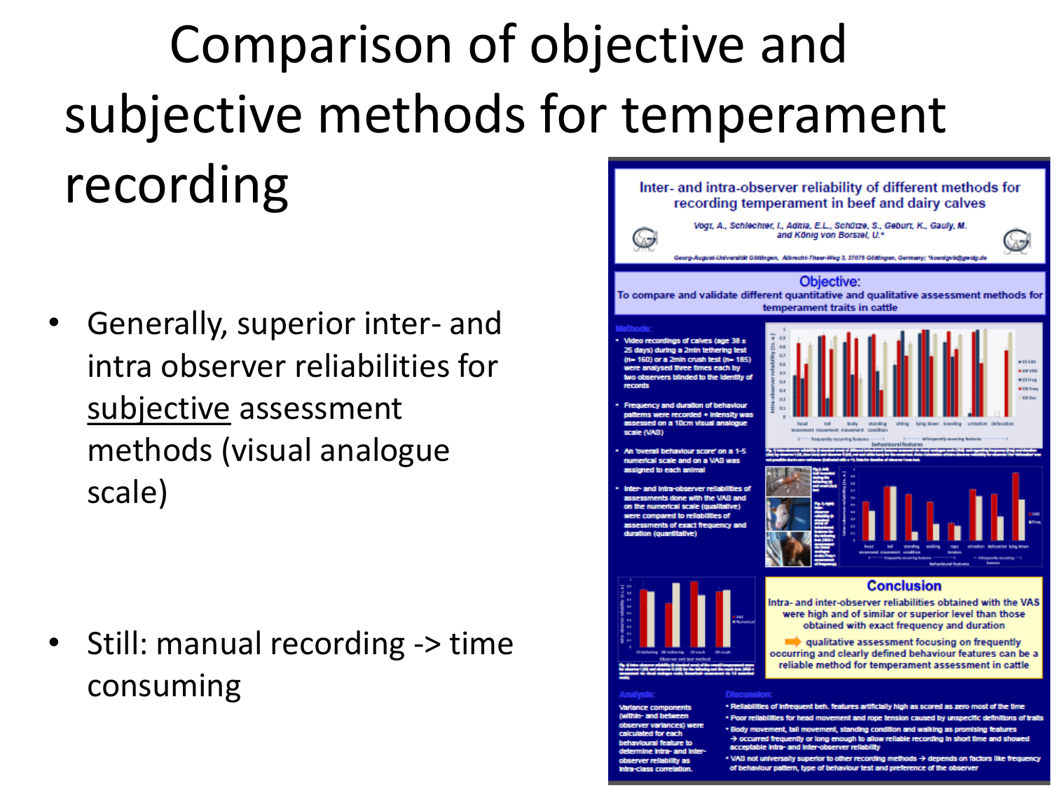# Comparison of objective and subjective methods for temperament recording

- Generally, superior inter- and intra observer reliabilities for <u>subjective</u> assessment methods (visual analogue scale)

- Still: manual recording -> time consuming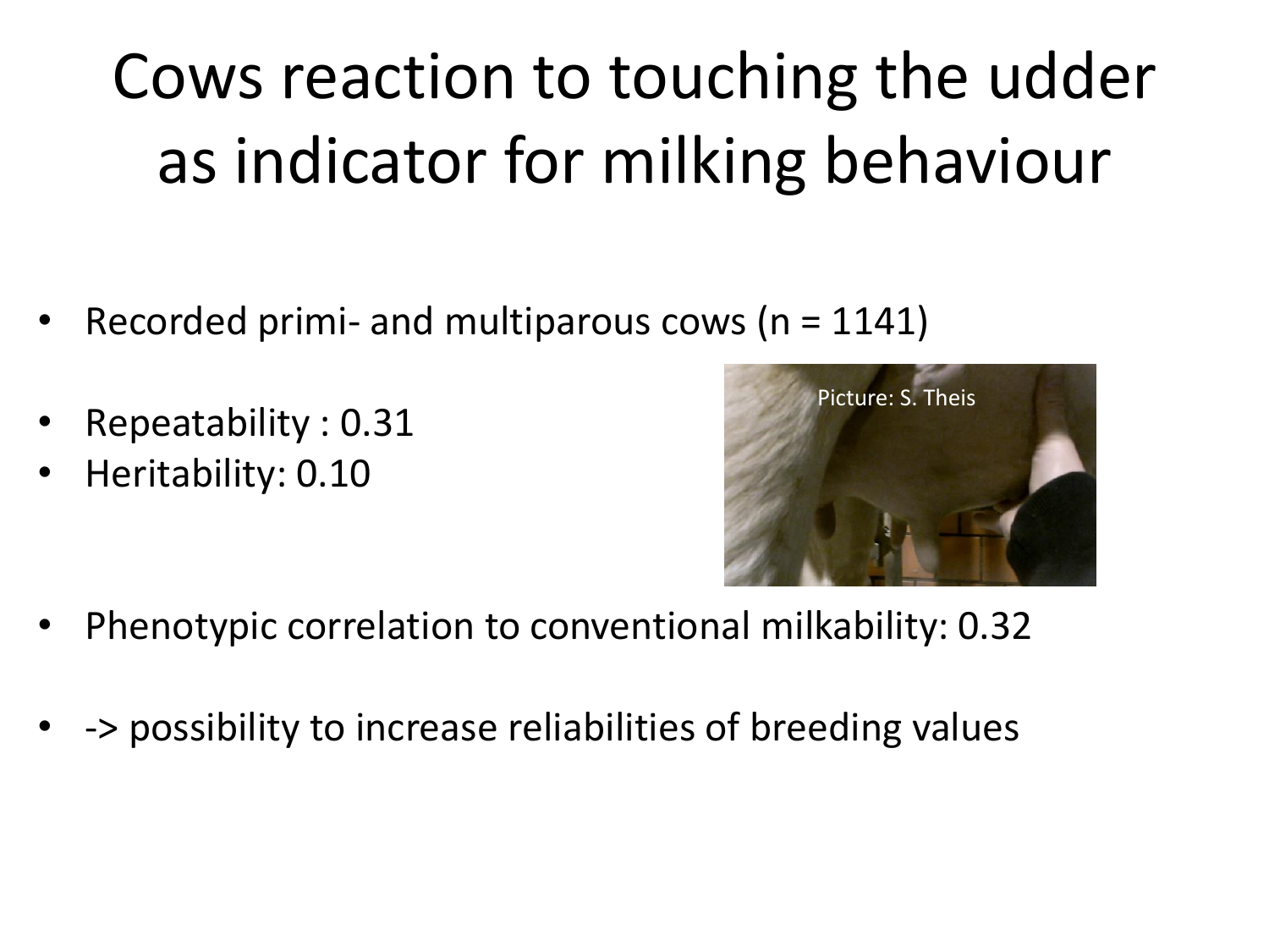# Cows reaction to touching the udder as indicator for milking behaviour

- Recorded primi- and multiparous cows (n = 1141)

- Repeatability : 0.31
- Heritability: 0.10

Picture: S. Theis

- Phenotypic correlation to conventional milkability: 0.32

- -> possibility to increase reliabilities of breeding values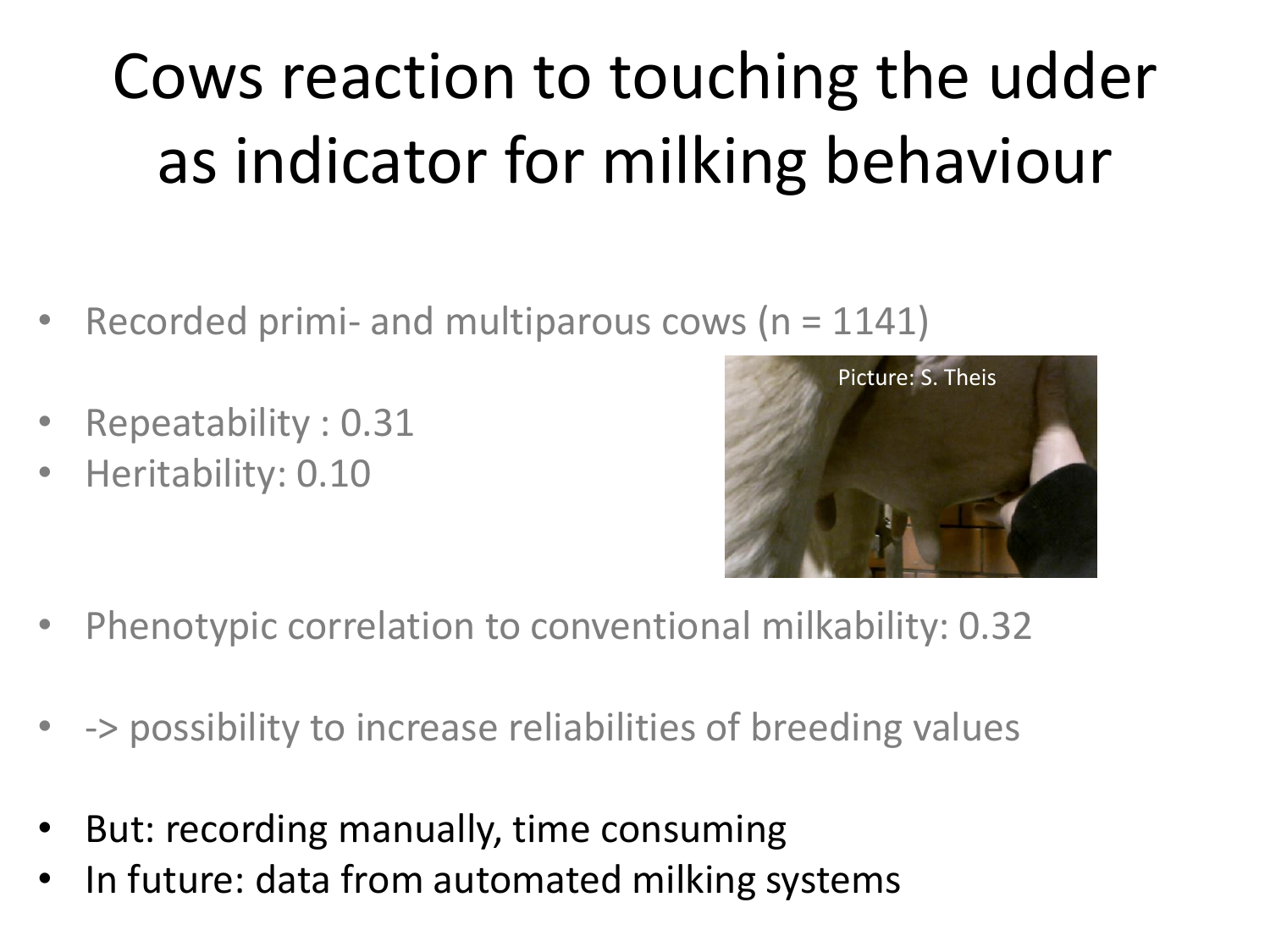# Cows reaction to touching the udder as indicator for milking behaviour

- Recorded primi- and multiparous cows (n = 1141)
- Repeatability : 0.31
- Heritability: 0.10

Picture: S. Theis

- Phenotypic correlation to conventional milkability: 0.32
- -> possibility to increase reliabilities of breeding values
- But: recording manually, time consuming
- In future: data from automated milking systems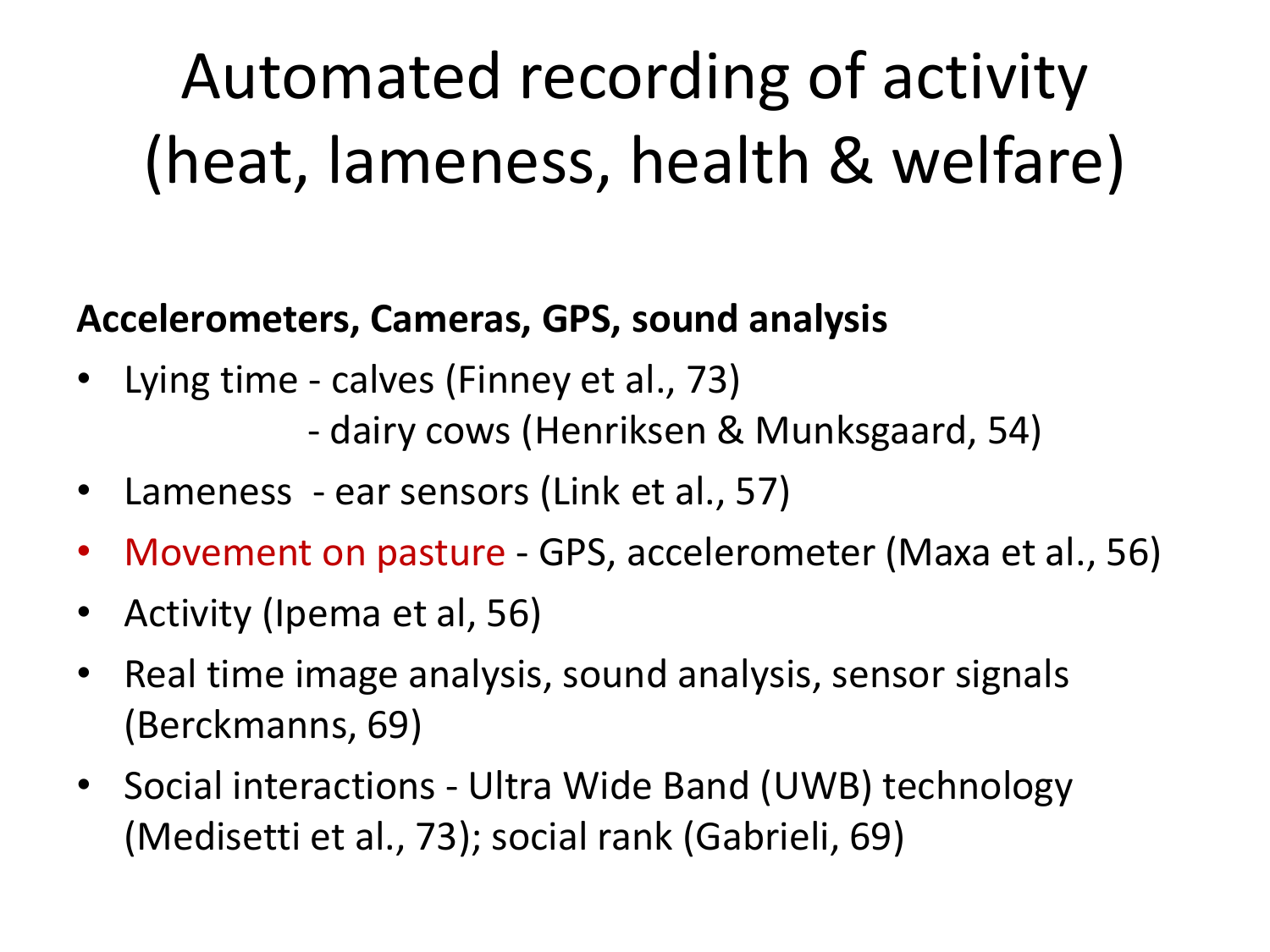# Automated recording of activity (heat, lameness, health & welfare)

**Accelerometers, Cameras, GPS, sound analysis**

- Lying time - calves (Finney et al., 73)
  - dairy cows (Henriksen & Munksgaard, 54)
- Lameness - ear sensors (Link et al., 57)
- Movement on pasture - GPS, accelerometer (Maxa et al., 56)
- Activity (Ipema et al, 56)
- Real time image analysis, sound analysis, sensor signals (Berckmanns, 69)
- Social interactions - Ultra Wide Band (UWB) technology (Medisetti et al., 73); social rank (Gabrieli, 69)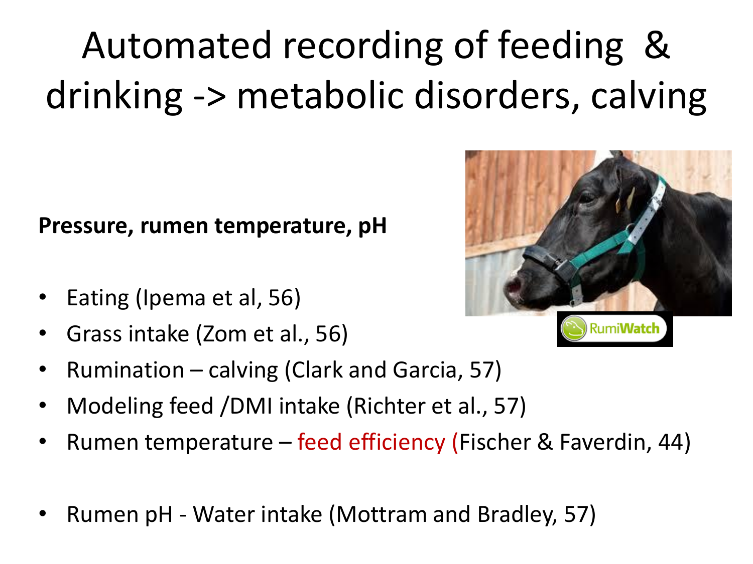# Automated recording of feeding & drinking -> metabolic disorders, calving

**Pressure, rumen temperature, pH**

- Eating (Ipema et al, 56)
- Grass intake (Zom et al., 56)
- Rumination – calving (Clark and Garcia, 57)
- Modeling feed /DMI intake (Richter et al., 57)
- Rumen temperature – feed efficiency (Fischer & Faverdin, 44)
- Rumen pH - Water intake (Mottram and Bradley, 57)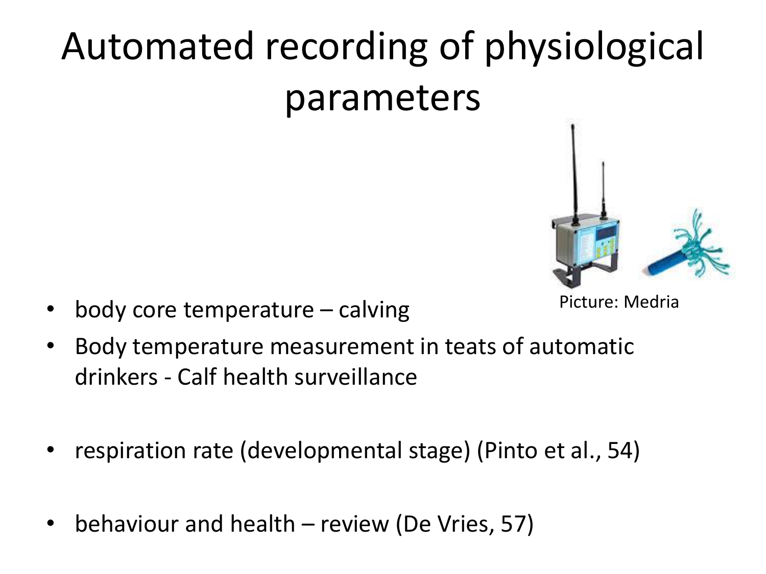# Automated recording of physiological parameters

Picture: Medria

- body core temperature – calving
- Body temperature measurement in teats of automatic drinkers - Calf health surveillance
- respiration rate (developmental stage) (Pinto et al., 54)
- behaviour and health – review (De Vries, 57)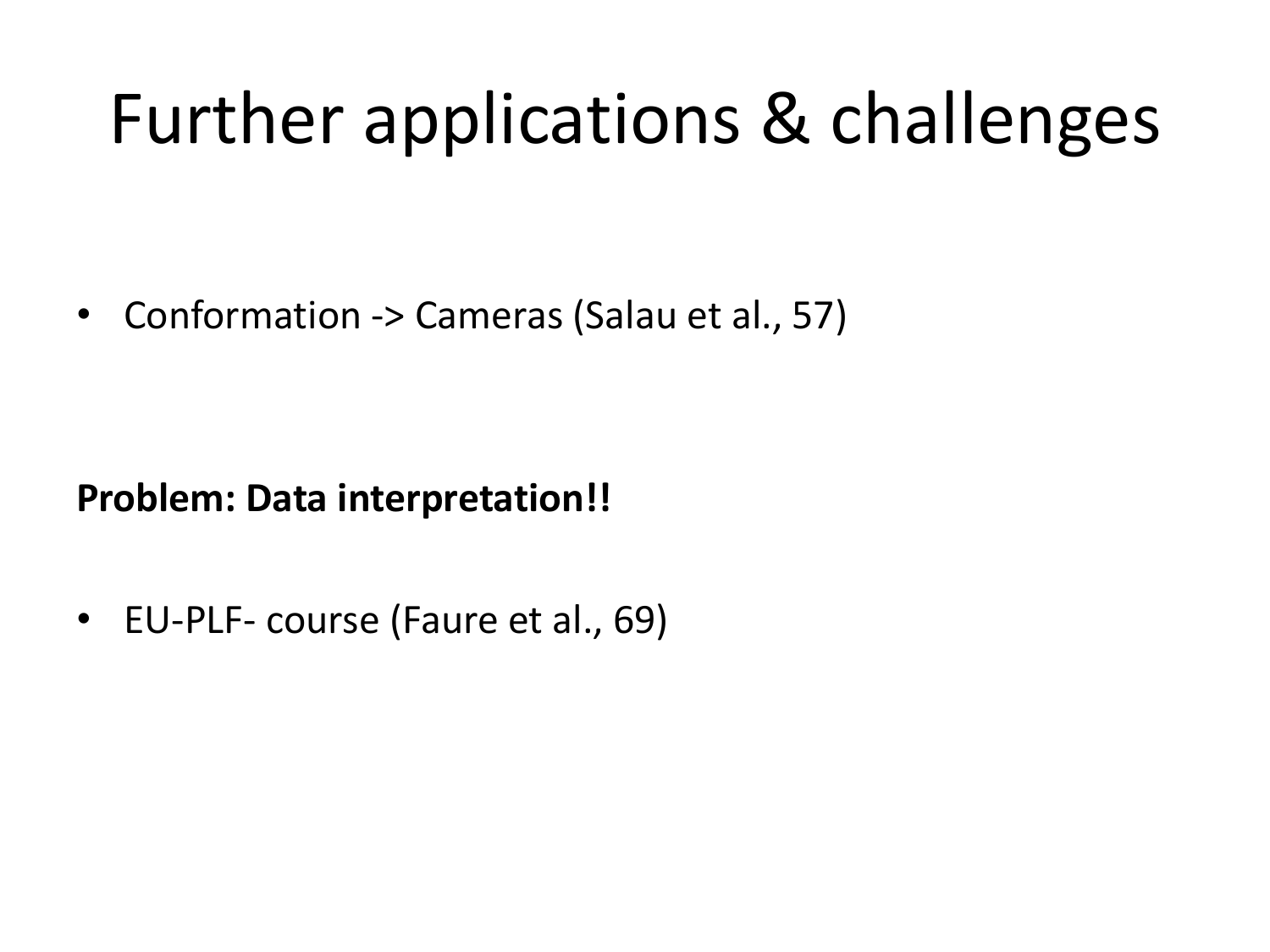# Further applications & challenges

- Conformation -> Cameras (Salau et al., 57)

**Problem: Data interpretation!!**

- EU-PLF- course (Faure et al., 69)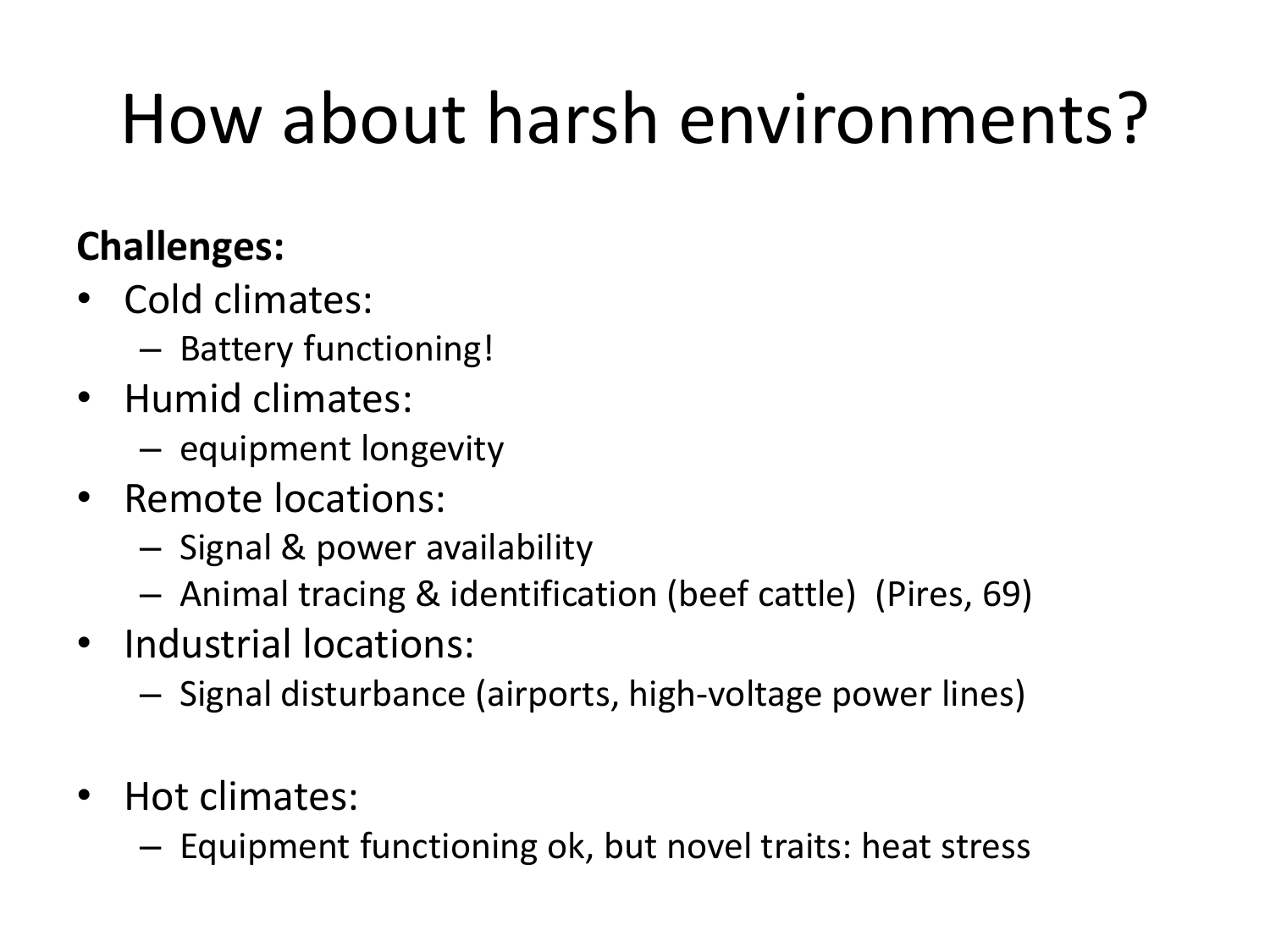# How about harsh environments?

**Challenges:**

- Cold climates:
  - Battery functioning!
- Humid climates:
  - equipment longevity
- Remote locations:
  - Signal & power availability
  - Animal tracing & identification (beef cattle) (Pires, 69)
- Industrial locations:
  - Signal disturbance (airports, high-voltage power lines)
- Hot climates:
  - Equipment functioning ok, but novel traits: heat stress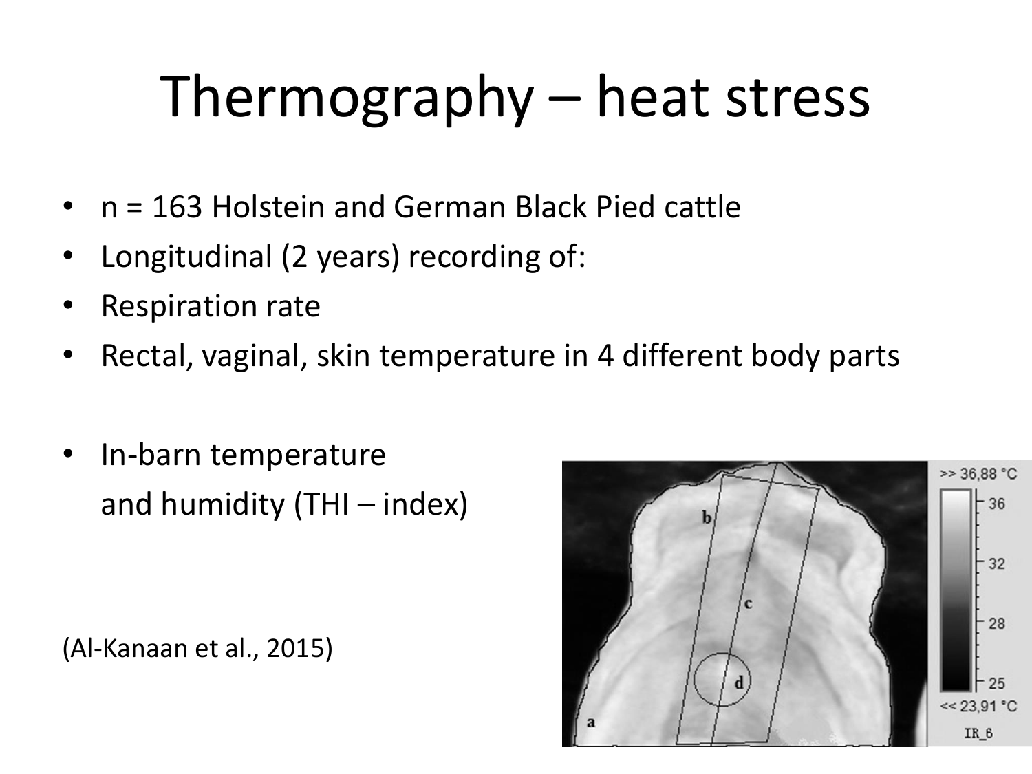# Thermography – heat stress

- n = 163 Holstein and German Black Pied cattle
- Longitudinal (2 years) recording of:
- Respiration rate
- Rectal, vaginal, skin temperature in 4 different body parts

- In-barn temperature
  and humidity (THI – index)

(Al-Kanaan et al., 2015)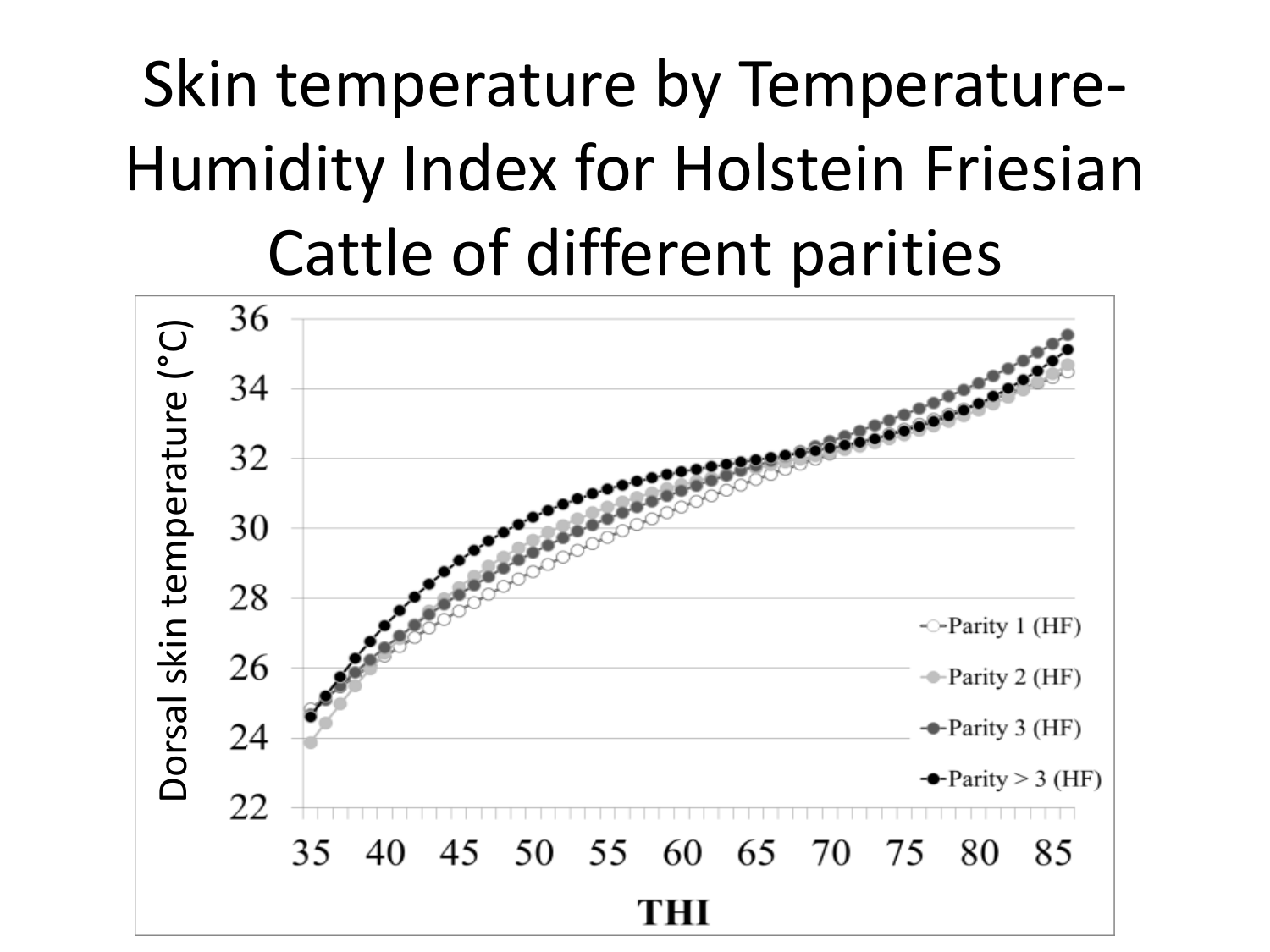# Skin temperature by Temperature-Humidity Index for Holstein Friesian Cattle of different parities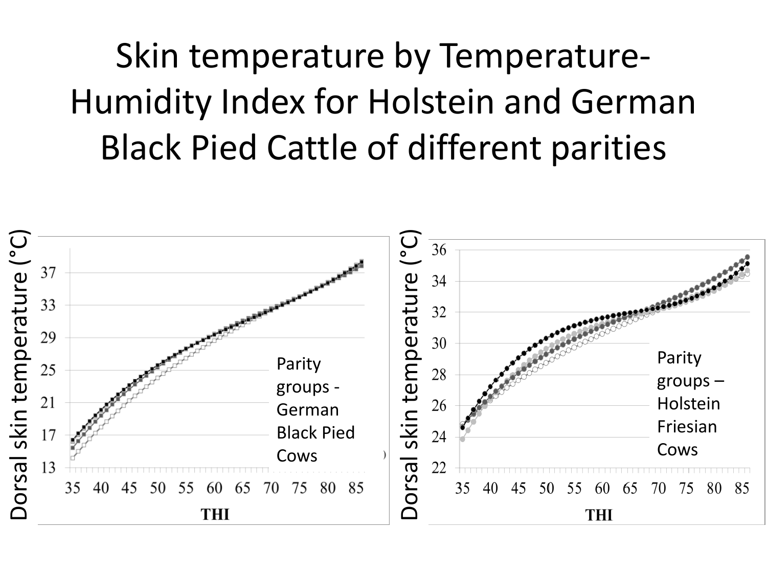# Skin temperature by Temperature-Humidity Index for Holstein and German Black Pied Cattle of different parities

Dorsal skin temperature (°C)

Parity groups - German Black Pied Cows

THI

Dorsal skin temperature (°C)

Parity groups – Holstein Friesian Cows

THI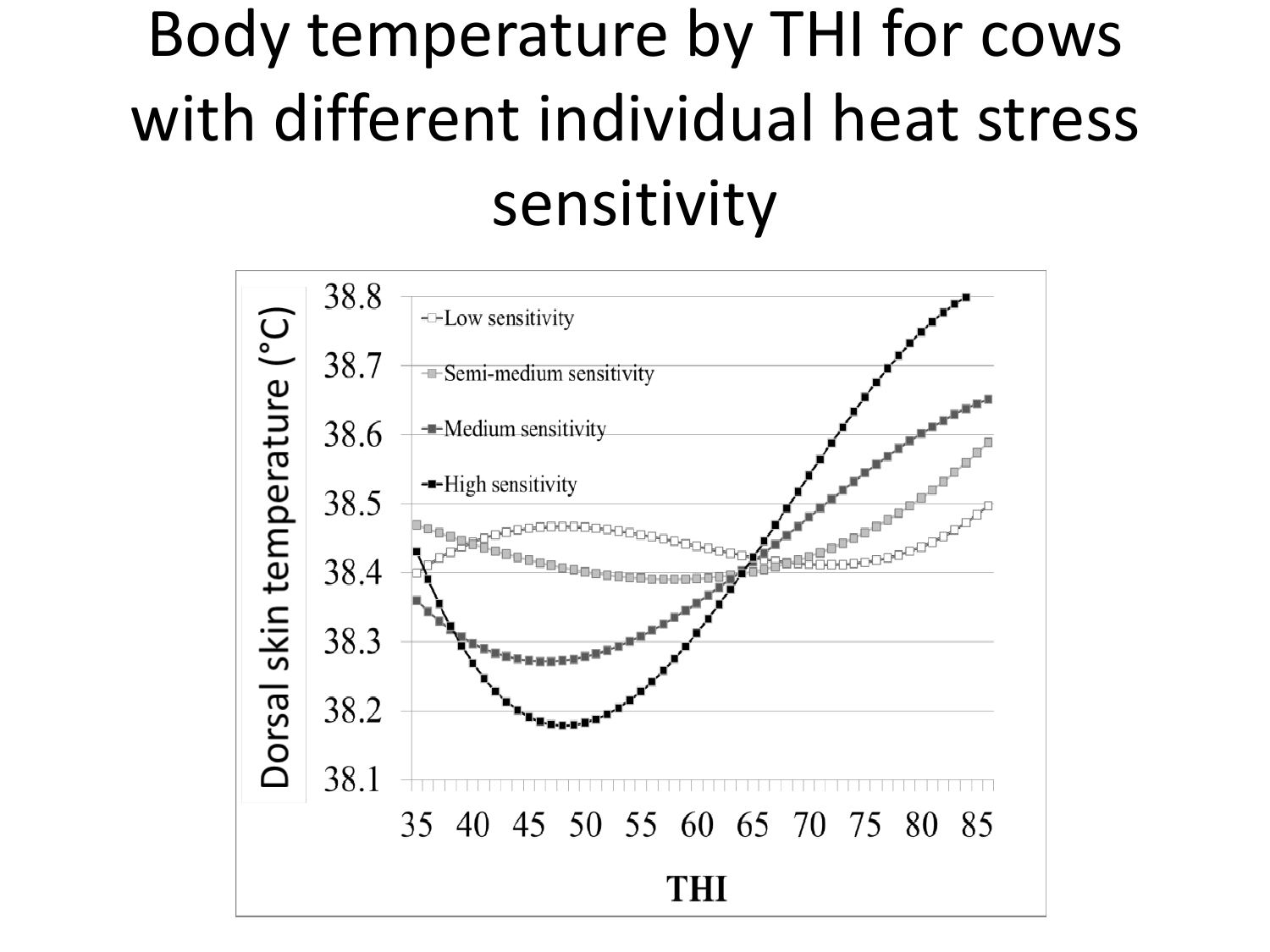# Body temperature by THI for cows with different individual heat stress sensitivity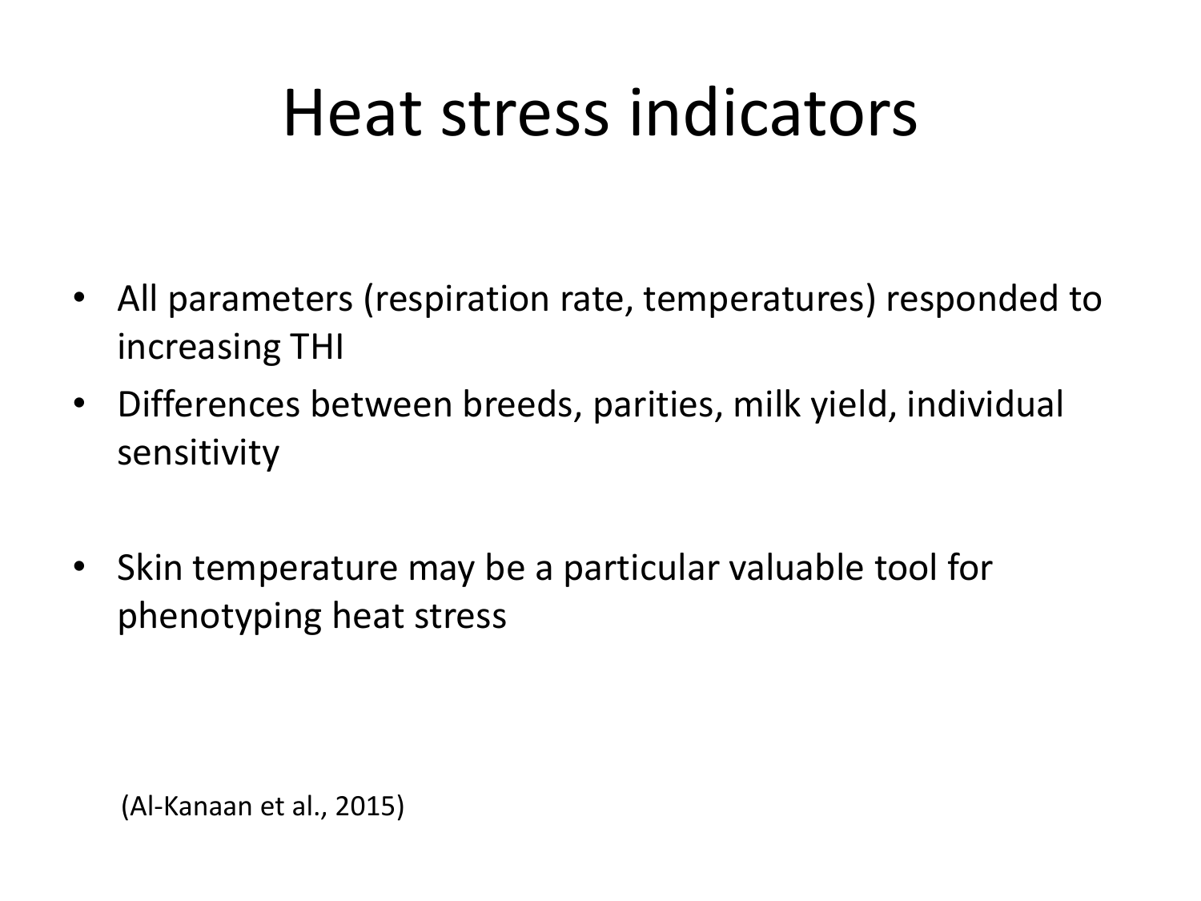# Heat stress indicators

- All parameters (respiration rate, temperatures) responded to increasing THI
- Differences between breeds, parities, milk yield, individual sensitivity
- Skin temperature may be a particular valuable tool for phenotyping heat stress

(Al-Kanaan et al., 2015)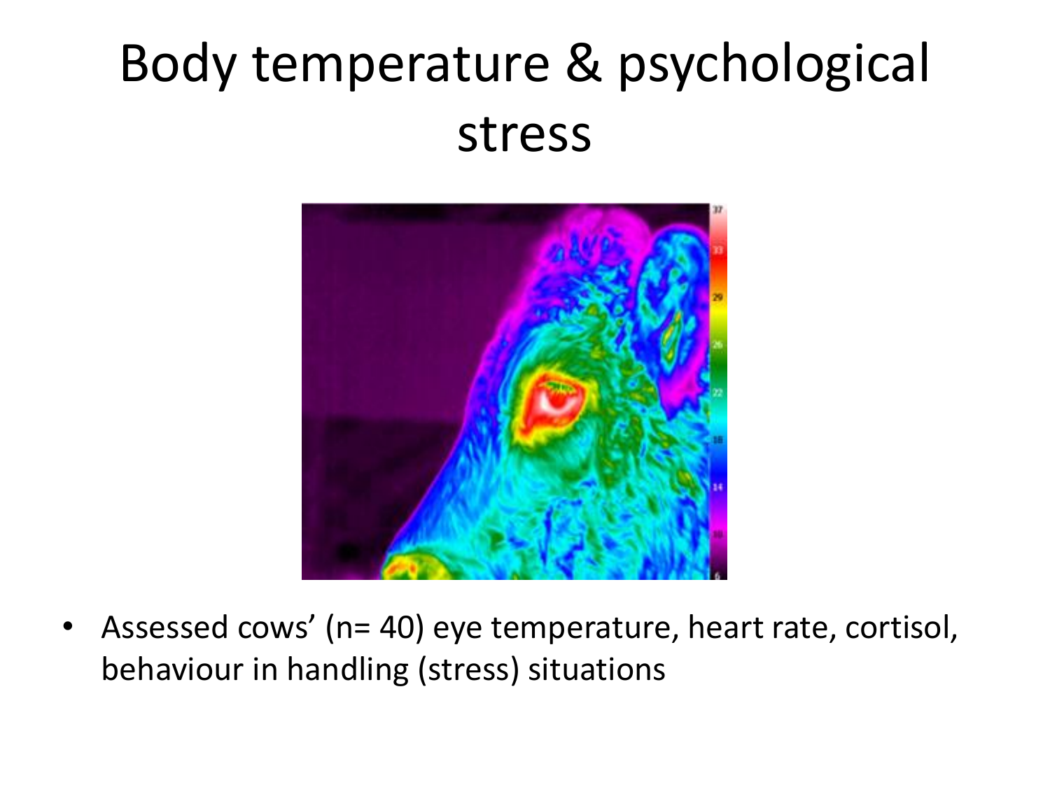# Body temperature & psychological stress

- Assessed cows' (n= 40) eye temperature, heart rate, cortisol, behaviour in handling (stress) situations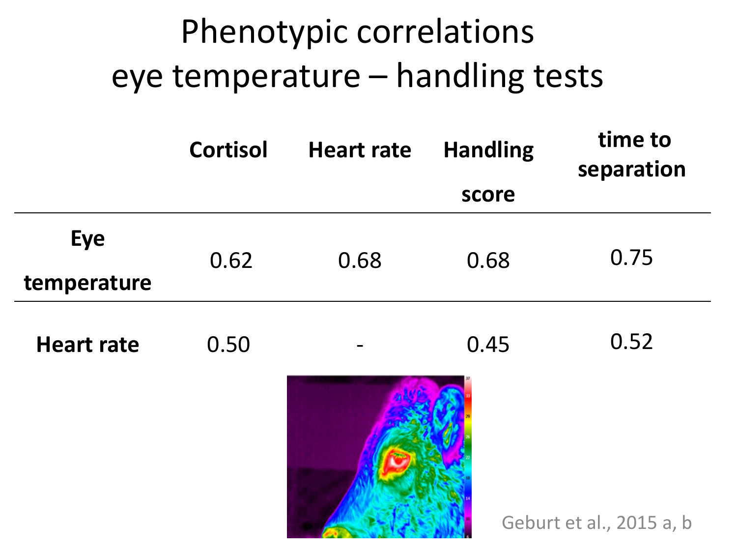# Phenotypic correlations eye temperature – handling tests

| | Cortisol | Heart rate | Handling score | time to separation |
|---|---|---|---|---|
| **Eye temperature** | 0.62 | 0.68 | 0.68 | 0.75 |
| **Heart rate** | 0.50 | - | 0.45 | 0.52 |

Geburt et al., 2015 a, b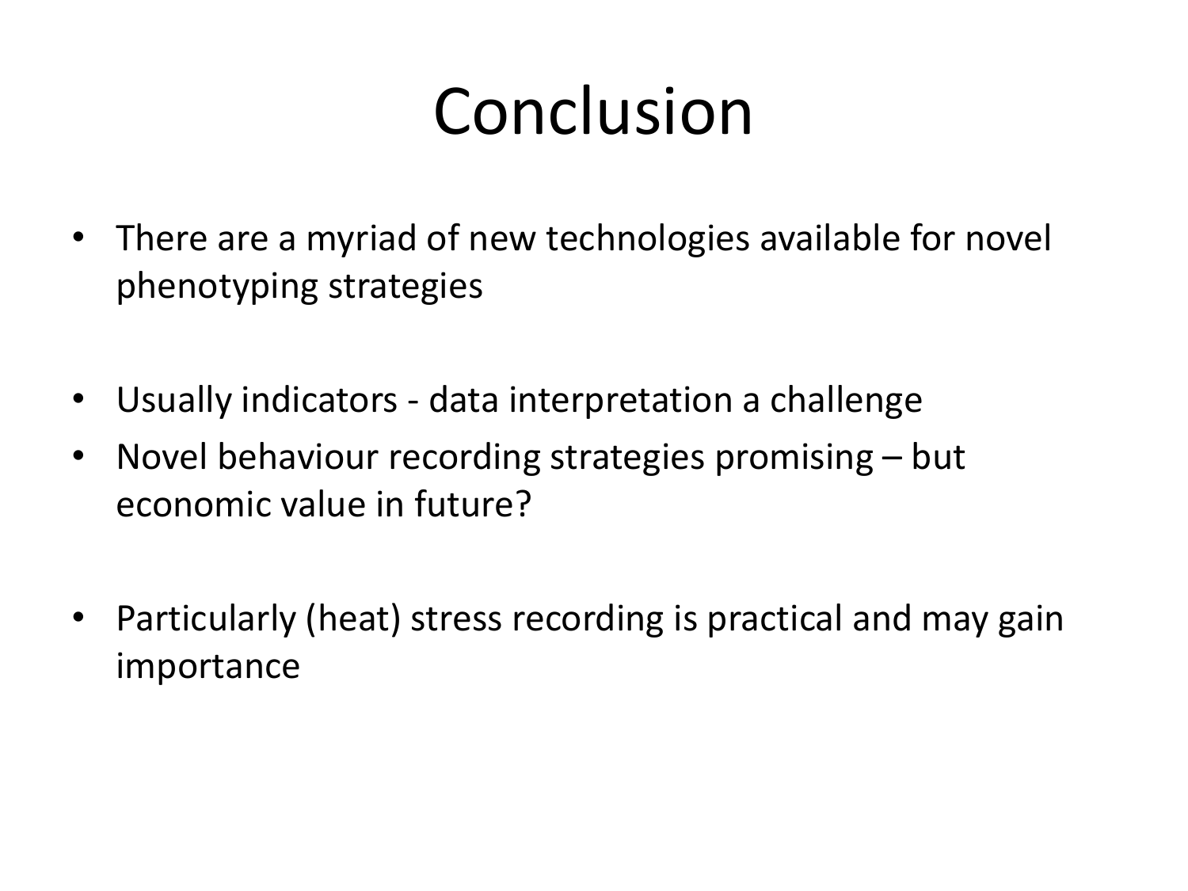# Conclusion

- There are a myriad of new technologies available for novel phenotyping strategies

- Usually indicators - data interpretation a challenge
- Novel behaviour recording strategies promising – but economic value in future?

- Particularly (heat) stress recording is practical and may gain importance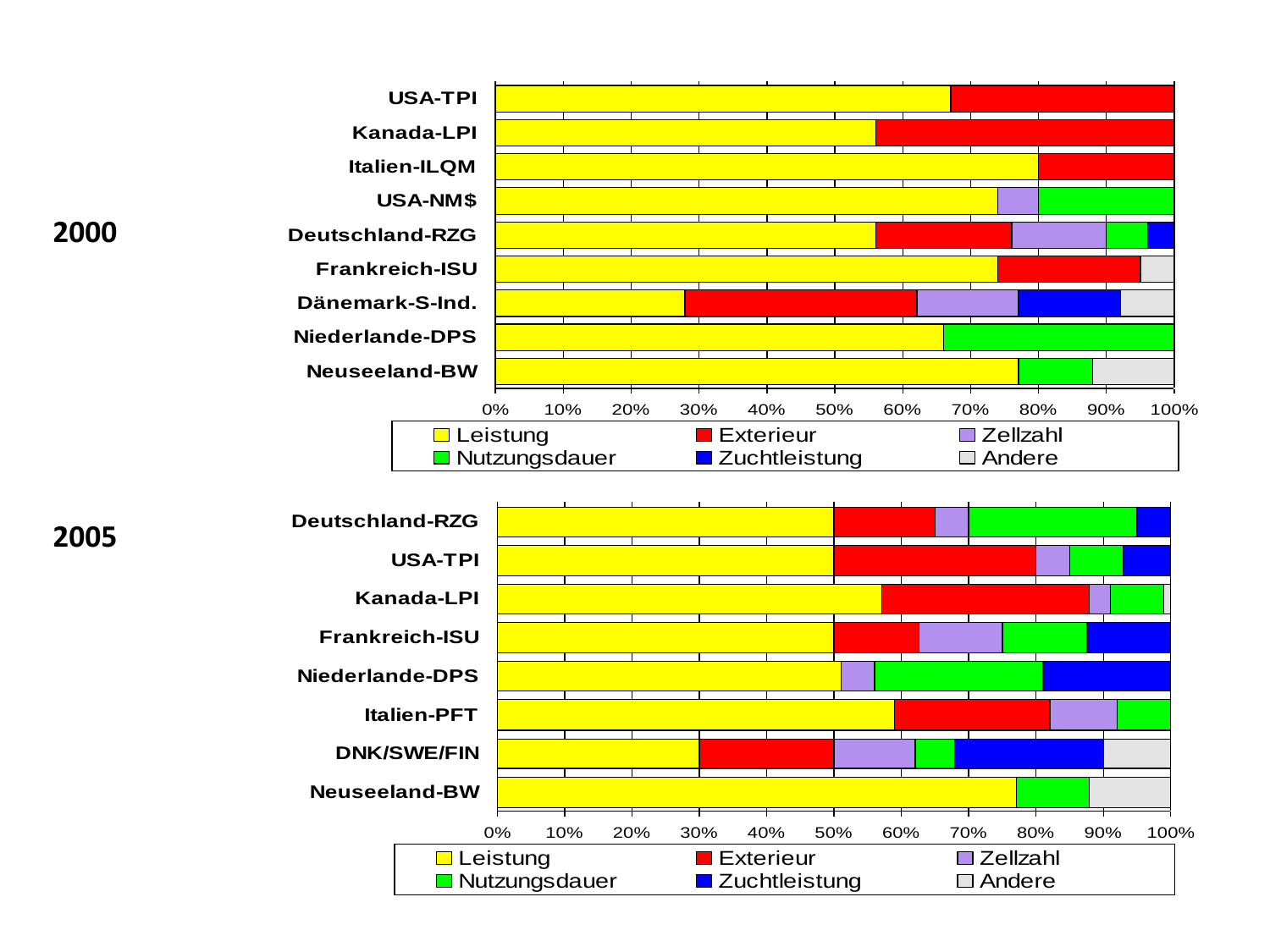2000

USA-TPI
Kanada-LPI
Italien-ILQM
USA-NM$
Deutschland-RZG
Frankreich-ISU
Dänemark-S-Ind.
Niederlande-DPS
Neuseeland-BW

0% 10% 20% 30% 40% 50% 60% 70% 80% 90% 100%

Leistung
Exterieur
Zellzahl
Nutzungsdauer
Zuchtleistung
Andere

2005

Deutschland-RZG
USA-TPI
Kanada-LPI
Frankreich-ISU
Niederlande-DPS
Italien-PFT
DNK/SWE/FIN
Neuseeland-BW

0% 10% 20% 30% 40% 50% 60% 70% 80% 90% 100%

Leistung
Exterieur
Zellzahl
Nutzungsdauer
Zuchtleistung
Andere